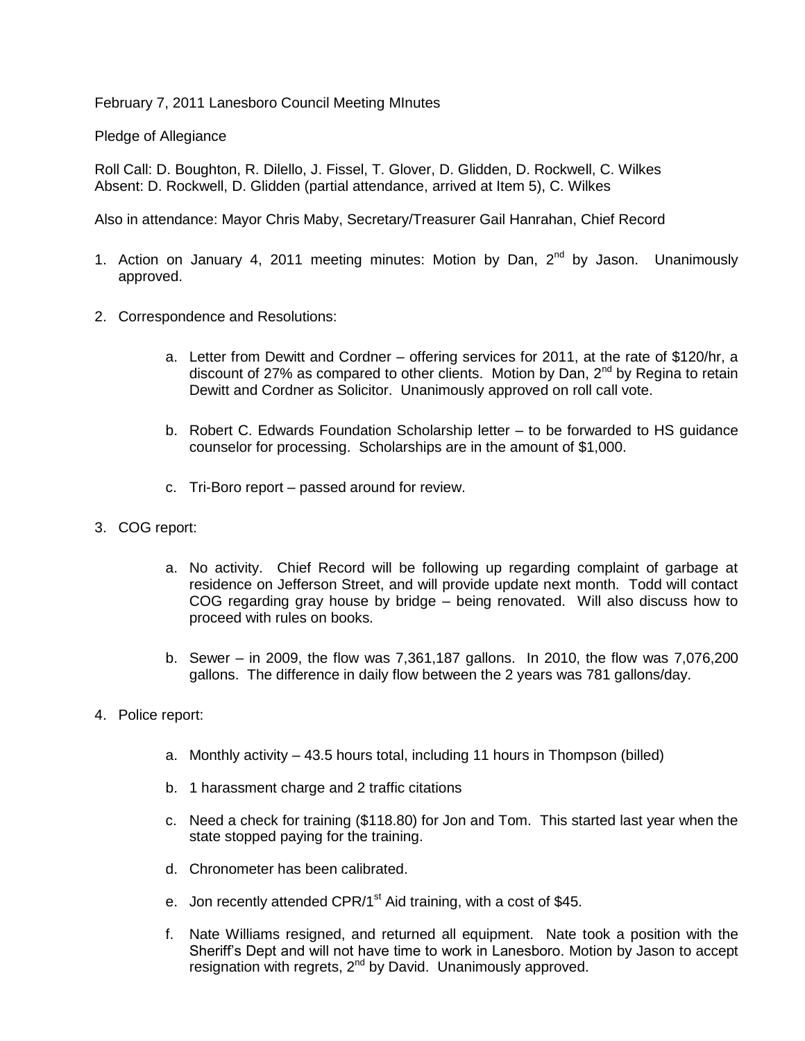February 7, 2011 Lanesboro Council Meeting MInutes

Pledge of Allegiance

Roll Call: D. Boughton, R. Dilello, J. Fissel, T. Glover, D. Glidden, D. Rockwell, C. Wilkes
Absent: D. Rockwell, D. Glidden (partial attendance, arrived at Item 5), C. Wilkes

Also in attendance: Mayor Chris Maby, Secretary/Treasurer Gail Hanrahan, Chief Record

1. Action on January 4, 2011 meeting minutes: Motion by Dan, 2nd by Jason. Unanimously approved.

2. Correspondence and Resolutions:

    a. Letter from Dewitt and Cordner – offering services for 2011, at the rate of $120/hr, a discount of 27% as compared to other clients. Motion by Dan, 2nd by Regina to retain Dewitt and Cordner as Solicitor. Unanimously approved on roll call vote.

    b. Robert C. Edwards Foundation Scholarship letter – to be forwarded to HS guidance counselor for processing. Scholarships are in the amount of $1,000.

    c. Tri-Boro report – passed around for review.

3. COG report:

    a. No activity. Chief Record will be following up regarding complaint of garbage at residence on Jefferson Street, and will provide update next month. Todd will contact COG regarding gray house by bridge – being renovated. Will also discuss how to proceed with rules on books.

    b. Sewer – in 2009, the flow was 7,361,187 gallons. In 2010, the flow was 7,076,200 gallons. The difference in daily flow between the 2 years was 781 gallons/day.

4. Police report:

    a. Monthly activity – 43.5 hours total, including 11 hours in Thompson (billed)

    b. 1 harassment charge and 2 traffic citations

    c. Need a check for training ($118.80) for Jon and Tom. This started last year when the state stopped paying for the training.

    d. Chronometer has been calibrated.

    e. Jon recently attended CPR/1st Aid training, with a cost of $45.

    f. Nate Williams resigned, and returned all equipment. Nate took a position with the Sheriff's Dept and will not have time to work in Lanesboro. Motion by Jason to accept resignation with regrets, 2nd by David. Unanimously approved.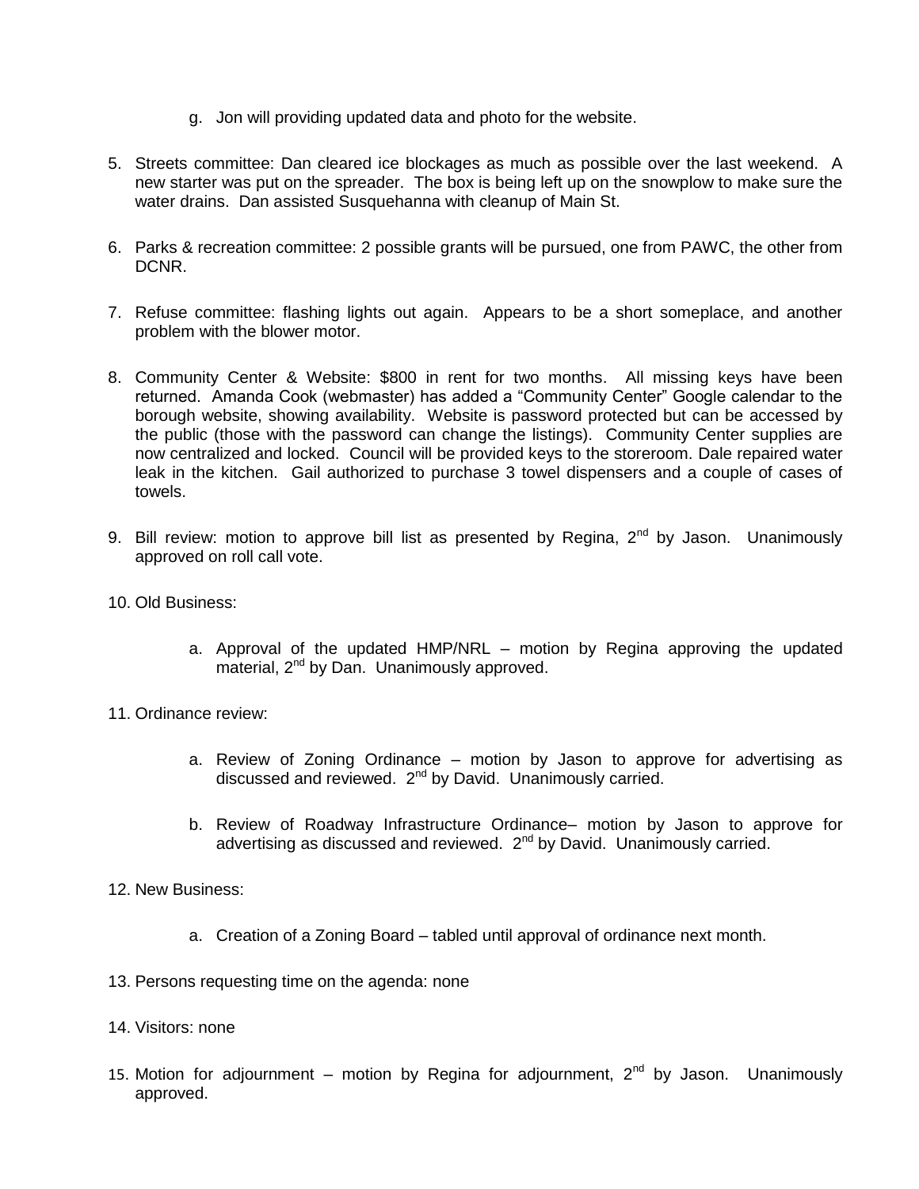g. Jon will providing updated data and photo for the website.

5. Streets committee: Dan cleared ice blockages as much as possible over the last weekend. A new starter was put on the spreader. The box is being left up on the snowplow to make sure the water drains. Dan assisted Susquehanna with cleanup of Main St.

6. Parks & recreation committee: 2 possible grants will be pursued, one from PAWC, the other from DCNR.

7. Refuse committee: flashing lights out again. Appears to be a short someplace, and another problem with the blower motor.

8. Community Center & Website: $800 in rent for two months. All missing keys have been returned. Amanda Cook (webmaster) has added a "Community Center" Google calendar to the borough website, showing availability. Website is password protected but can be accessed by the public (those with the password can change the listings). Community Center supplies are now centralized and locked. Council will be provided keys to the storeroom. Dale repaired water leak in the kitchen. Gail authorized to purchase 3 towel dispensers and a couple of cases of towels.

9. Bill review: motion to approve bill list as presented by Regina, 2nd by Jason. Unanimously approved on roll call vote.

10. Old Business:

    a. Approval of the updated HMP/NRL – motion by Regina approving the updated material, 2nd by Dan. Unanimously approved.

11. Ordinance review:

    a. Review of Zoning Ordinance – motion by Jason to approve for advertising as discussed and reviewed. 2nd by David. Unanimously carried.

    b. Review of Roadway Infrastructure Ordinance– motion by Jason to approve for advertising as discussed and reviewed. 2nd by David. Unanimously carried.

12. New Business:

    a. Creation of a Zoning Board – tabled until approval of ordinance next month.

13. Persons requesting time on the agenda: none

14. Visitors: none

15. Motion for adjournment – motion by Regina for adjournment, 2nd by Jason. Unanimously approved.